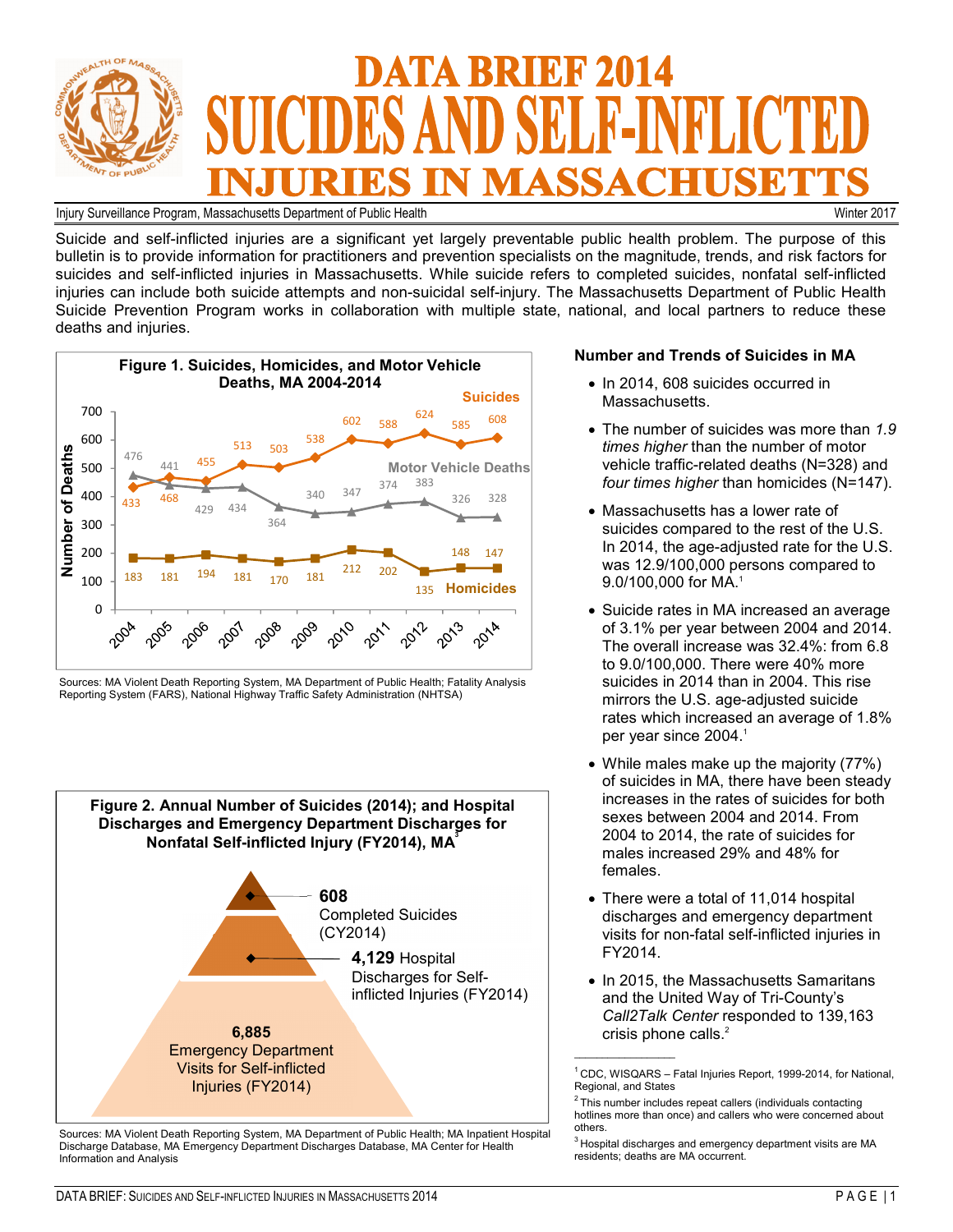# DATA BRIEF 2014 SUICIDES AND SELF-INFLICTED INJURIES IN MASSACHUSETTS

Injury Surveillance Program, Massachusetts Department of Public Health — Winter 2017

Suicide and self-inflicted injuries are a significant yet largely preventable public health problem. The purpose of this bulletin is to provide information for practitioners and prevention specialists on the magnitude, trends, and risk factors for suicides and self-inflicted injuries in Massachusetts. While suicide refers to completed suicides, nonfatal self-inflicted injuries can include both suicide attempts and non-suicidal self-injury. The Massachusetts Department of Public Health Suicide Prevention Program works in collaboration with multiple state, national, and local partners to reduce these deaths and injuries.

**Figure 1. Suicides, Homicides, and Motor Vehicle Deaths, MA 2004-2014**

| Year | Suicides | Motor Vehicle Deaths | Homicides |
|---|---|---|---|
| 2004 | 433 | 476 | 183 |
| 2005 | 468 | 441 | 181 |
| 2006 | 455 | 429 | 194 |
| 2007 | 513 | 434 | 181 |
| 2008 | 503 | 364 | 170 |
| 2009 | 538 | 340 | 181 |
| 2010 | 602 | 347 | 212 |
| 2011 | 588 | 374 | 202 |
| 2012 | 624 | 383 | 135 |
| 2013 | 585 | 326 | 148 |
| 2014 | 608 | 328 | 147 |

Sources: MA Violent Death Reporting System, MA Department of Public Health; Fatality Analysis Reporting System (FARS), National Highway Traffic Safety Administration (NHTSA)

**Figure 2. Annual Number of Suicides (2014); and Hospital Discharges and Emergency Department Discharges for Nonfatal Self-inflicted Injury (FY2014), MA[3]**

- **608** Completed Suicides (CY2014)
- **4,129** Hospital Discharges for Self-inflicted Injuries (FY2014)
- **6,885** Emergency Department Visits for Self-inflicted Injuries (FY2014)

Sources: MA Violent Death Reporting System, MA Department of Public Health; MA Inpatient Hospital Discharge Database, MA Emergency Department Discharges Database, MA Center for Health Information and Analysis

## Number and Trends of Suicides in MA

- In 2014, 608 suicides occurred in Massachusetts.
- The number of suicides was more than *1.9 times higher* than the number of motor vehicle traffic-related deaths (N=328) and *four times higher* than homicides (N=147).
- Massachusetts has a lower rate of suicides compared to the rest of the U.S. In 2014, the age-adjusted rate for the U.S. was 12.9/100,000 persons compared to 9.0/100,000 for MA.[1]
- Suicide rates in MA increased an average of 3.1% per year between 2004 and 2014. The overall increase was 32.4%: from 6.8 to 9.0/100,000. There were 40% more suicides in 2014 than in 2004. This rise mirrors the U.S. age-adjusted suicide rates which increased an average of 1.8% per year since 2004.[1]
- While males make up the majority (77%) of suicides in MA, there have been steady increases in the rates of suicides for both sexes between 2004 and 2014. From 2004 to 2014, the rate of suicides for males increased 29% and 48% for females.
- There were a total of 11,014 hospital discharges and emergency department visits for non-fatal self-inflicted injuries in FY2014.
- In 2015, the Massachusetts Samaritans and the United Way of Tri-County's *Call2Talk Center* responded to 139,163 crisis phone calls.[2]

---

[1] CDC, WISQARS – Fatal Injuries Report, 1999-2014, for National, Regional, and States

[2] This number includes repeat callers (individuals contacting hotlines more than once) and callers who were concerned about others.

[3] Hospital discharges and emergency department visits are MA residents; deaths are MA occurrent.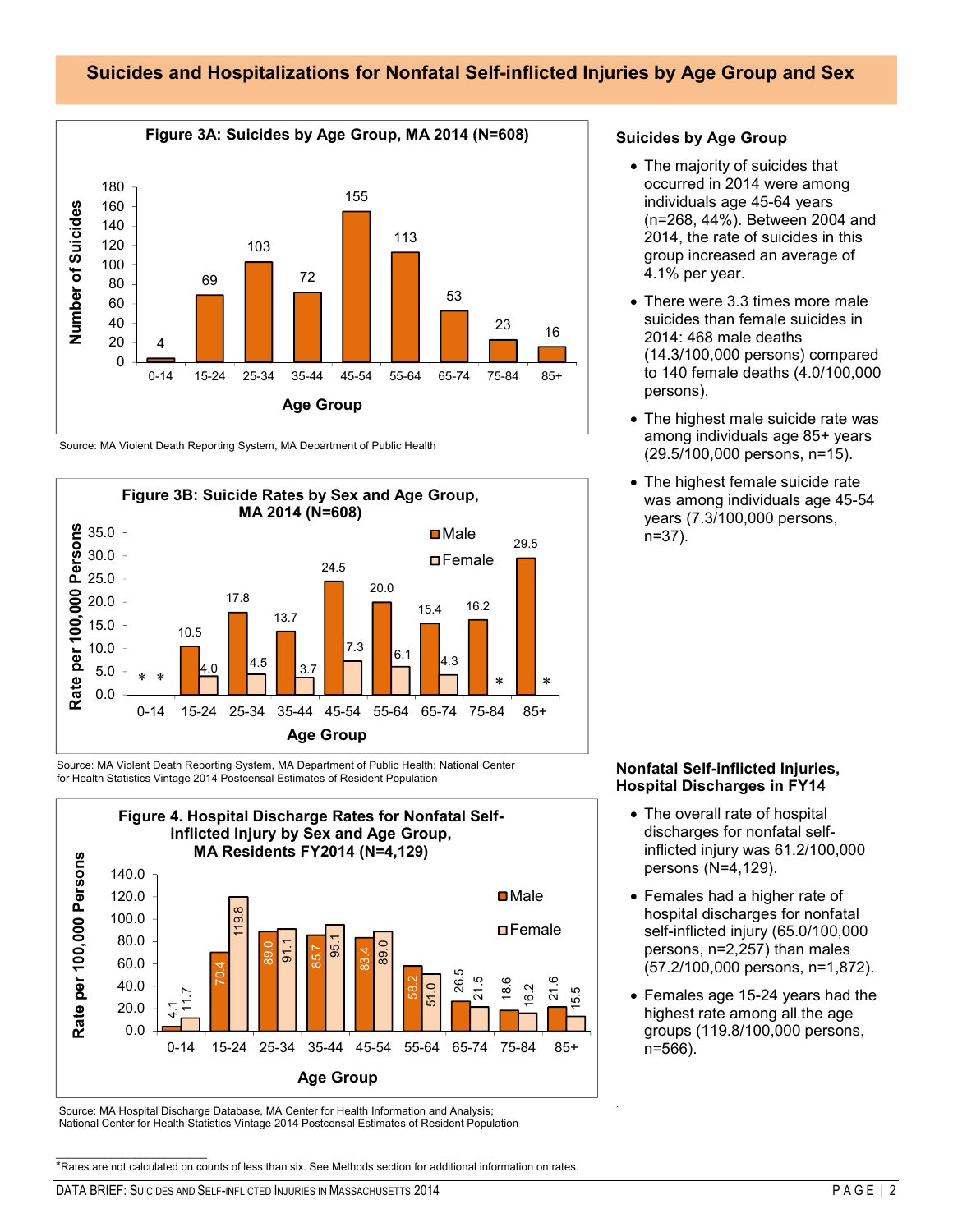## Suicides and Hospitalizations for Nonfatal Self-inflicted Injuries by Age Group and Sex

**Figure 3A: Suicides by Age Group, MA 2014 (N=608)**

| Age Group | Number of Suicides |
|---|---|
| 0-14 | 4 |
| 15-24 | 69 |
| 25-34 | 103 |
| 35-44 | 72 |
| 45-54 | 155 |
| 55-64 | 113 |
| 65-74 | 53 |
| 75-84 | 23 |
| 85+ | 16 |

Source: MA Violent Death Reporting System, MA Department of Public Health

**Figure 3B: Suicide Rates by Sex and Age Group, MA 2014 (N=608)**

| Age Group | Male (Rate per 100,000 Persons) | Female (Rate per 100,000 Persons) |
|---|---|---|
| 0-14 | * | * |
| 15-24 | 10.5 | 4.0 |
| 25-34 | 17.8 | 4.5 |
| 35-44 | 13.7 | 3.7 |
| 45-54 | 24.5 | 7.3 |
| 55-64 | 20.0 | 6.1 |
| 65-74 | 15.4 | 4.3 |
| 75-84 | 16.2 | * |
| 85+ | 29.5 | * |

Source: MA Violent Death Reporting System, MA Department of Public Health; National Center for Health Statistics Vintage 2014 Postcensal Estimates of Resident Population

**Figure 4. Hospital Discharge Rates for Nonfatal Self-inflicted Injury by Sex and Age Group, MA Residents FY2014 (N=4,129)**

| Age Group | Male (Rate per 100,000 Persons) | Female (Rate per 100,000 Persons) |
|---|---|---|
| 0-14 | 4.1 | 11.7 |
| 15-24 | 70.4 | 119.8 |
| 25-34 | 89.0 | 91.1 |
| 35-44 | 85.7 | 95.1 |
| 45-54 | 83.4 | 89.0 |
| 55-64 | 58.2 | 51.0 |
| 65-74 | 26.5 | 21.5 |
| 75-84 | 18.6 | 16.2 |
| 85+ | 21.6 | 15.5 |

Source: MA Hospital Discharge Database, MA Center for Health Information and Analysis; National Center for Health Statistics Vintage 2014 Postcensal Estimates of Resident Population

### Suicides by Age Group

- The majority of suicides that occurred in 2014 were among individuals age 45-64 years (n=268, 44%). Between 2004 and 2014, the rate of suicides in this group increased an average of 4.1% per year.
- There were 3.3 times more male suicides than female suicides in 2014: 468 male deaths (14.3/100,000 persons) compared to 140 female deaths (4.0/100,000 persons).
- The highest male suicide rate was among individuals age 85+ years (29.5/100,000 persons, n=15).
- The highest female suicide rate was among individuals age 45-54 years (7.3/100,000 persons, n=37).

### Nonfatal Self-inflicted Injuries, Hospital Discharges in FY14

- The overall rate of hospital discharges for nonfatal self-inflicted injury was 61.2/100,000 persons (N=4,129).
- Females had a higher rate of hospital discharges for nonfatal self-inflicted injury (65.0/100,000 persons, n=2,257) than males (57.2/100,000 persons, n=1,872).
- Females age 15-24 years had the highest rate among all the age groups (119.8/100,000 persons, n=566).

*Rates are not calculated on counts of less than six. See Methods section for additional information on rates.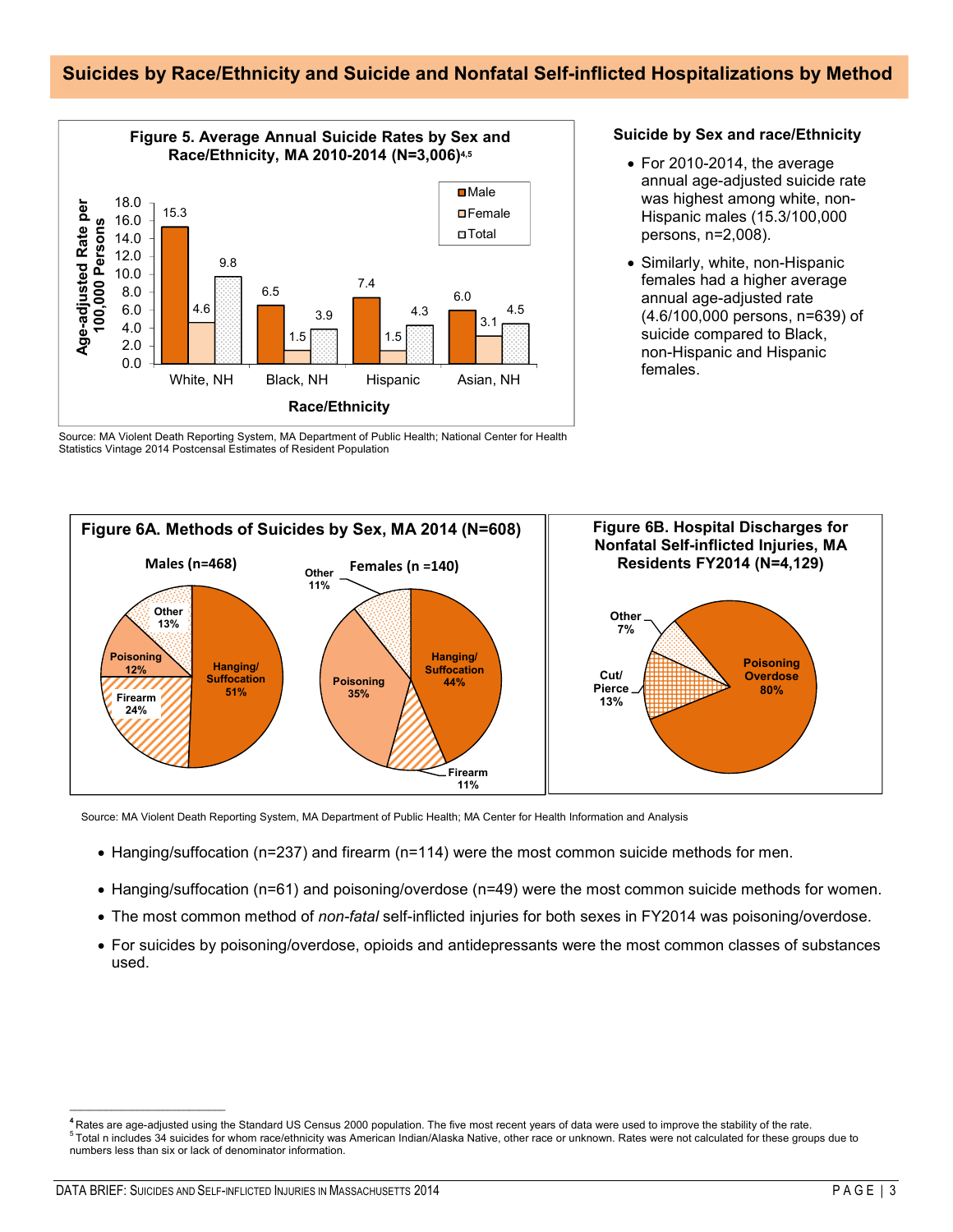## Suicides by Race/Ethnicity and Suicide and Nonfatal Self-inflicted Hospitalizations by Method

**Figure 5. Average Annual Suicide Rates by Sex and Race/Ethnicity, MA 2010-2014 (N=3,006)[4,5]**

| Race/Ethnicity | Male | Female | Total |
|---|---|---|---|
| White, NH | 15.3 | 4.6 | 9.8 |
| Black, NH | 6.5 | 1.5 | 3.9 |
| Hispanic | 7.4 | 1.5 | 4.3 |
| Asian, NH | 6.0 | 3.1 | 4.5 |

Age-adjusted Rate per 100,000 Persons

Source: MA Violent Death Reporting System, MA Department of Public Health; National Center for Health Statistics Vintage 2014 Postcensal Estimates of Resident Population

### Suicide by Sex and race/Ethnicity

- For 2010-2014, the average annual age-adjusted suicide rate was highest among white, non-Hispanic males (15.3/100,000 persons, n=2,008).
- Similarly, white, non-Hispanic females had a higher average annual age-adjusted rate (4.6/100,000 persons, n=639) of suicide compared to Black, non-Hispanic and Hispanic females.

**Figure 6A. Methods of Suicides by Sex, MA 2014 (N=608)**

| Method | Males (n=468) | Females (n =140) |
|---|---|---|
| Hanging/Suffocation | 51% | 44% |
| Firearm | 24% | 11% |
| Poisoning | 12% | 35% |
| Other | 13% | 11% |

**Figure 6B. Hospital Discharges for Nonfatal Self-inflicted Injuries, MA Residents FY2014 (N=4,129)**

| Method | Percent |
|---|---|
| Poisoning Overdose | 80% |
| Cut/Pierce | 13% |
| Other | 7% |

Source: MA Violent Death Reporting System, MA Department of Public Health; MA Center for Health Information and Analysis

- Hanging/suffocation (n=237) and firearm (n=114) were the most common suicide methods for men.
- Hanging/suffocation (n=61) and poisoning/overdose (n=49) were the most common suicide methods for women.
- The most common method of *non-fatal* self-inflicted injuries for both sexes in FY2014 was poisoning/overdose.
- For suicides by poisoning/overdose, opioids and antidepressants were the most common classes of substances used.

---

[4] Rates are age-adjusted using the Standard US Census 2000 population. The five most recent years of data were used to improve the stability of the rate.
[5] Total n includes 34 suicides for whom race/ethnicity was American Indian/Alaska Native, other race or unknown. Rates were not calculated for these groups due to numbers less than six or lack of denominator information.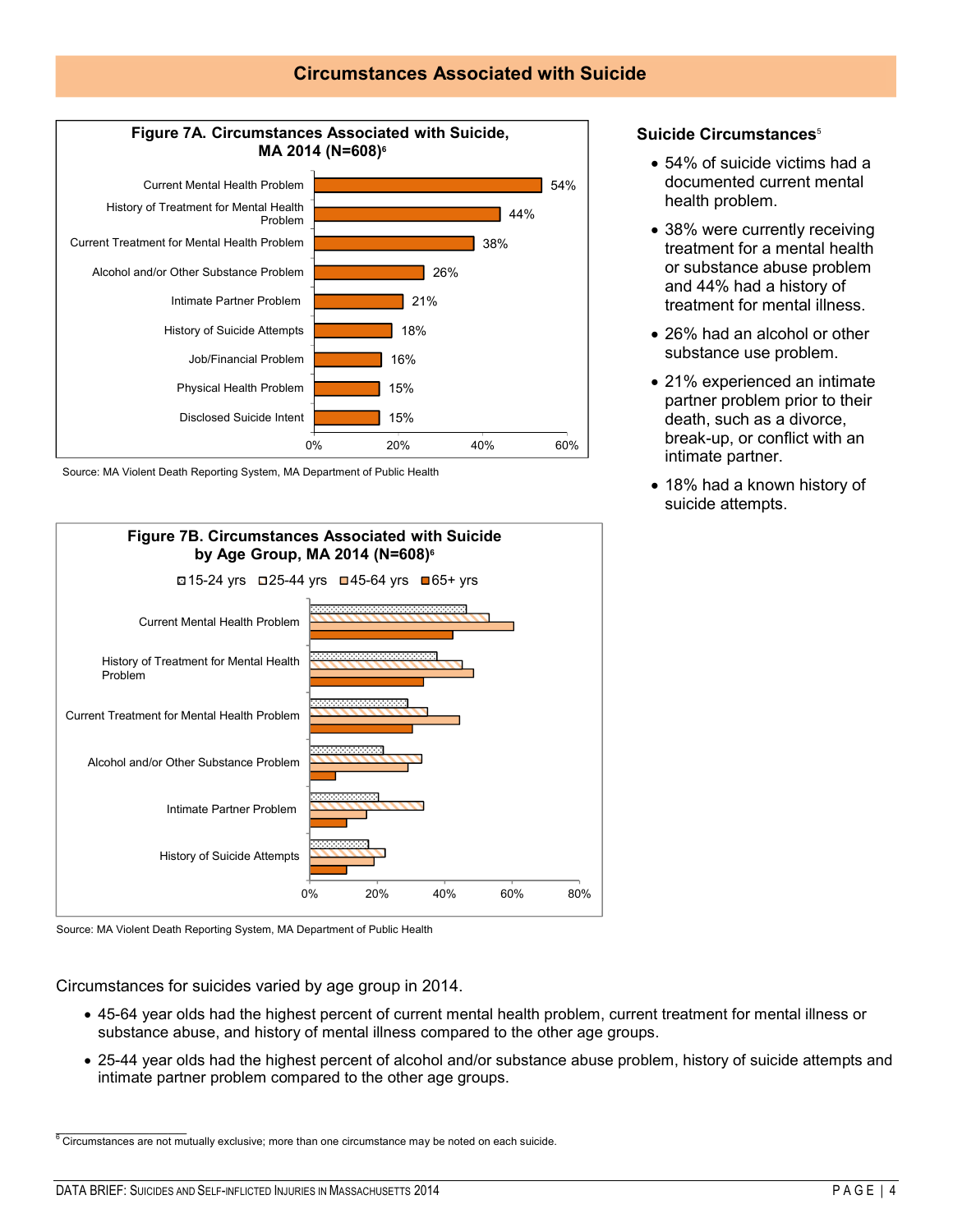## Circumstances Associated with Suicide

**Figure 7A. Circumstances Associated with Suicide, MA 2014 (N=608)[6]**

| Circumstance | Percent |
|---|---|
| Current Mental Health Problem | 54% |
| History of Treatment for Mental Health Problem | 44% |
| Current Treatment for Mental Health Problem | 38% |
| Alcohol and/or Other Substance Problem | 26% |
| Intimate Partner Problem | 21% |
| History of Suicide Attempts | 18% |
| Job/Financial Problem | 16% |
| Physical Health Problem | 15% |
| Disclosed Suicide Intent | 15% |

Source: MA Violent Death Reporting System, MA Department of Public Health

### Suicide Circumstances[5]

- 54% of suicide victims had a documented current mental health problem.
- 38% were currently receiving treatment for a mental health or substance abuse problem and 44% had a history of treatment for mental illness.
- 26% had an alcohol or other substance use problem.
- 21% experienced an intimate partner problem prior to their death, such as a divorce, break-up, or conflict with an intimate partner.
- 18% had a known history of suicide attempts.

**Figure 7B. Circumstances Associated with Suicide by Age Group, MA 2014 (N=608)[6]**

Legend: 15-24 yrs, 25-44 yrs, 45-64 yrs, 65+ yrs

Categories: Current Mental Health Problem; History of Treatment for Mental Health Problem; Current Treatment for Mental Health Problem; Alcohol and/or Other Substance Problem; Intimate Partner Problem; History of Suicide Attempts

Axis: 0%, 20%, 40%, 60%, 80%

Source: MA Violent Death Reporting System, MA Department of Public Health

Circumstances for suicides varied by age group in 2014.

- 45-64 year olds had the highest percent of current mental health problem, current treatment for mental illness or substance abuse, and history of mental illness compared to the other age groups.
- 25-44 year olds had the highest percent of alcohol and/or substance abuse problem, history of suicide attempts and intimate partner problem compared to the other age groups.

---

[6] Circumstances are not mutually exclusive; more than one circumstance may be noted on each suicide.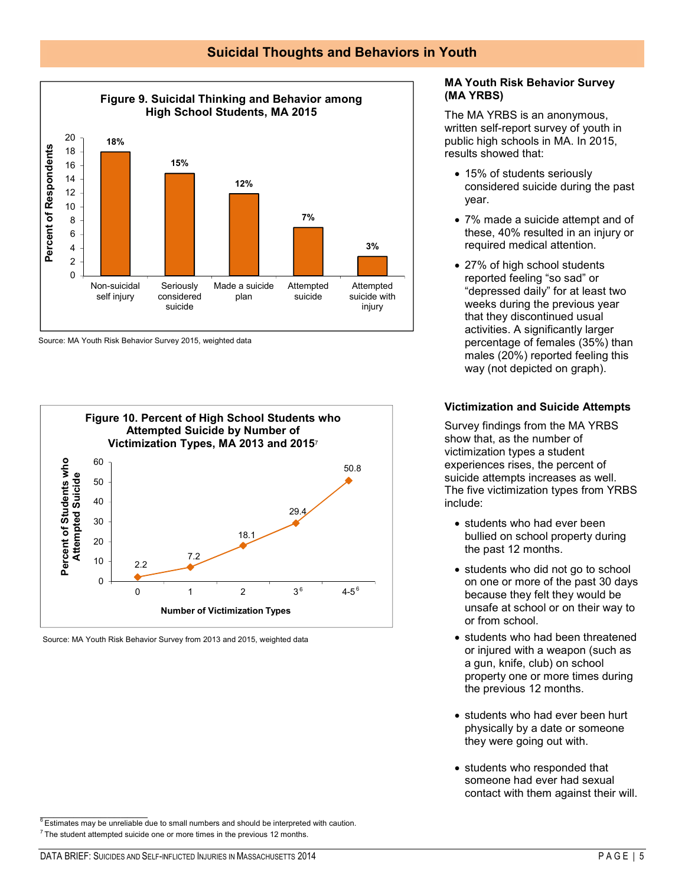## Suicidal Thoughts and Behaviors in Youth

**Figure 9. Suicidal Thinking and Behavior among High School Students, MA 2015**

| Category | Percent of Respondents |
|---|---|
| Non-suicidal self injury | 18% |
| Seriously considered suicide | 15% |
| Made a suicide plan | 12% |
| Attempted suicide | 7% |
| Attempted suicide with injury | 3% |

Source: MA Youth Risk Behavior Survey 2015, weighted data

**Figure 10. Percent of High School Students who Attempted Suicide by Number of Victimization Types, MA 2013 and 2015**[7]

| Number of Victimization Types | Percent of Students who Attempted Suicide |
|---|---|
| 0 | 2.2 |
| 1 | 7.2 |
| 2 | 18.1 |
| 3[6] | 29.4 |
| 4-5[6] | 50.8 |

Source: MA Youth Risk Behavior Survey from 2013 and 2015, weighted data

### MA Youth Risk Behavior Survey (MA YRBS)

The MA YRBS is an anonymous, written self-report survey of youth in public high schools in MA. In 2015, results showed that:

- 15% of students seriously considered suicide during the past year.
- 7% made a suicide attempt and of these, 40% resulted in an injury or required medical attention.
- 27% of high school students reported feeling "so sad" or "depressed daily" for at least two weeks during the previous year that they discontinued usual activities. A significantly larger percentage of females (35%) than males (20%) reported feeling this way (not depicted on graph).

### Victimization and Suicide Attempts

Survey findings from the MA YRBS show that, as the number of victimization types a student experiences rises, the percent of suicide attempts increases as well. The five victimization types from YRBS include:

- students who had ever been bullied on school property during the past 12 months.
- students who did not go to school on one or more of the past 30 days because they felt they would be unsafe at school or on their way to or from school.
- students who had been threatened or injured with a weapon (such as a gun, knife, club) on school property one or more times during the previous 12 months.
- students who had ever been hurt physically by a date or someone they were going out with.
- students who responded that someone had ever had sexual contact with them against their will.

---

[6] Estimates may be unreliable due to small numbers and should be interpreted with caution.

[7] The student attempted suicide one or more times in the previous 12 months.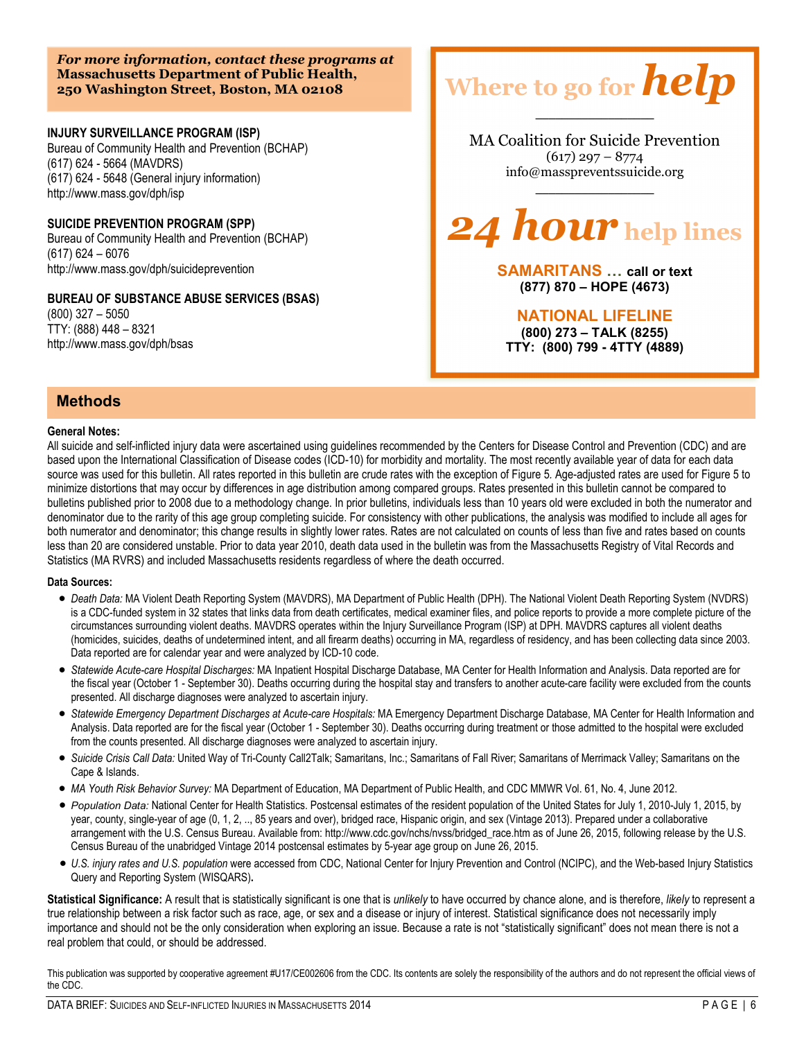**_For more information, contact these programs at_**
**Massachusetts Department of Public Health,**
**250 Washington Street, Boston, MA 02108**

**INJURY SURVEILLANCE PROGRAM (ISP)**
Bureau of Community Health and Prevention (BCHAP)
(617) 624 - 5664 (MAVDRS)
(617) 624 - 5648 (General injury information)
http://www.mass.gov/dph/isp

**SUICIDE PREVENTION PROGRAM (SPP)**
Bureau of Community Health and Prevention (BCHAP)
(617) 624 – 6076
http://www.mass.gov/dph/suicideprevention

**BUREAU OF SUBSTANCE ABUSE SERVICES (BSAS)**
(800) 327 – 5050
TTY: (888) 448 – 8321
http://www.mass.gov/dph/bsas

## Where to go for *help*

MA Coalition for Suicide Prevention
(617) 297 – 8774
info@masspreventssuicide.org

## *24 hour* help lines

**SAMARITANS … call or text**
**(877) 870 – HOPE (4673)**

**NATIONAL LIFELINE**
**(800) 273 – TALK (8255)**
**TTY: (800) 799 - 4TTY (4889)**

## Methods

**General Notes:**

All suicide and self-inflicted injury data were ascertained using guidelines recommended by the Centers for Disease Control and Prevention (CDC) and are based upon the International Classification of Disease codes (ICD-10) for morbidity and mortality. The most recently available year of data for each data source was used for this bulletin. All rates reported in this bulletin are crude rates with the exception of Figure 5. Age-adjusted rates are used for Figure 5 to minimize distortions that may occur by differences in age distribution among compared groups. Rates presented in this bulletin cannot be compared to bulletins published prior to 2008 due to a methodology change. In prior bulletins, individuals less than 10 years old were excluded in both the numerator and denominator due to the rarity of this age group completing suicide. For consistency with other publications, the analysis was modified to include all ages for both numerator and denominator; this change results in slightly lower rates. Rates are not calculated on counts of less than five and rates based on counts less than 20 are considered unstable. Prior to data year 2010, death data used in the bulletin was from the Massachusetts Registry of Vital Records and Statistics (MA RVRS) and included Massachusetts residents regardless of where the death occurred.

**Data Sources:**

- *Death Data:* MA Violent Death Reporting System (MAVDRS), MA Department of Public Health (DPH). The National Violent Death Reporting System (NVDRS) is a CDC-funded system in 32 states that links data from death certificates, medical examiner files, and police reports to provide a more complete picture of the circumstances surrounding violent deaths. MAVDRS operates within the Injury Surveillance Program (ISP) at DPH. MAVDRS captures all violent deaths (homicides, suicides, deaths of undetermined intent, and all firearm deaths) occurring in MA, regardless of residency, and has been collecting data since 2003. Data reported are for calendar year and were analyzed by ICD-10 code.
- *Statewide Acute-care Hospital Discharges:* MA Inpatient Hospital Discharge Database, MA Center for Health Information and Analysis. Data reported are for the fiscal year (October 1 - September 30). Deaths occurring during the hospital stay and transfers to another acute-care facility were excluded from the counts presented. All discharge diagnoses were analyzed to ascertain injury.
- *Statewide Emergency Department Discharges at Acute-care Hospitals:* MA Emergency Department Discharge Database, MA Center for Health Information and Analysis. Data reported are for the fiscal year (October 1 - September 30). Deaths occurring during treatment or those admitted to the hospital were excluded from the counts presented. All discharge diagnoses were analyzed to ascertain injury.
- *Suicide Crisis Call Data:* United Way of Tri-County Call2Talk; Samaritans, Inc.; Samaritans of Fall River; Samaritans of Merrimack Valley; Samaritans on the Cape & Islands.
- *MA Youth Risk Behavior Survey:* MA Department of Education, MA Department of Public Health, and CDC MMWR Vol. 61, No. 4, June 2012.
- *Population Data:* National Center for Health Statistics. Postcensal estimates of the resident population of the United States for July 1, 2010-July 1, 2015, by year, county, single-year of age (0, 1, 2, .., 85 years and over), bridged race, Hispanic origin, and sex (Vintage 2013). Prepared under a collaborative arrangement with the U.S. Census Bureau. Available from: http://www.cdc.gov/nchs/nvss/bridged_race.htm as of June 26, 2015, following release by the U.S. Census Bureau of the unabridged Vintage 2014 postcensal estimates by 5-year age group on June 26, 2015.
- *U.S. injury rates and U.S. population* were accessed from CDC, National Center for Injury Prevention and Control (NCIPC), and the Web-based Injury Statistics Query and Reporting System (WISQARS)**.**

**Statistical Significance:** A result that is statistically significant is one that is *unlikely* to have occurred by chance alone, and is therefore, *likely* to represent a true relationship between a risk factor such as race, age, or sex and a disease or injury of interest. Statistical significance does not necessarily imply importance and should not be the only consideration when exploring an issue. Because a rate is not "statistically significant" does not mean there is not a real problem that could, or should be addressed.

This publication was supported by cooperative agreement #U17/CE002606 from the CDC. Its contents are solely the responsibility of the authors and do not represent the official views of the CDC.